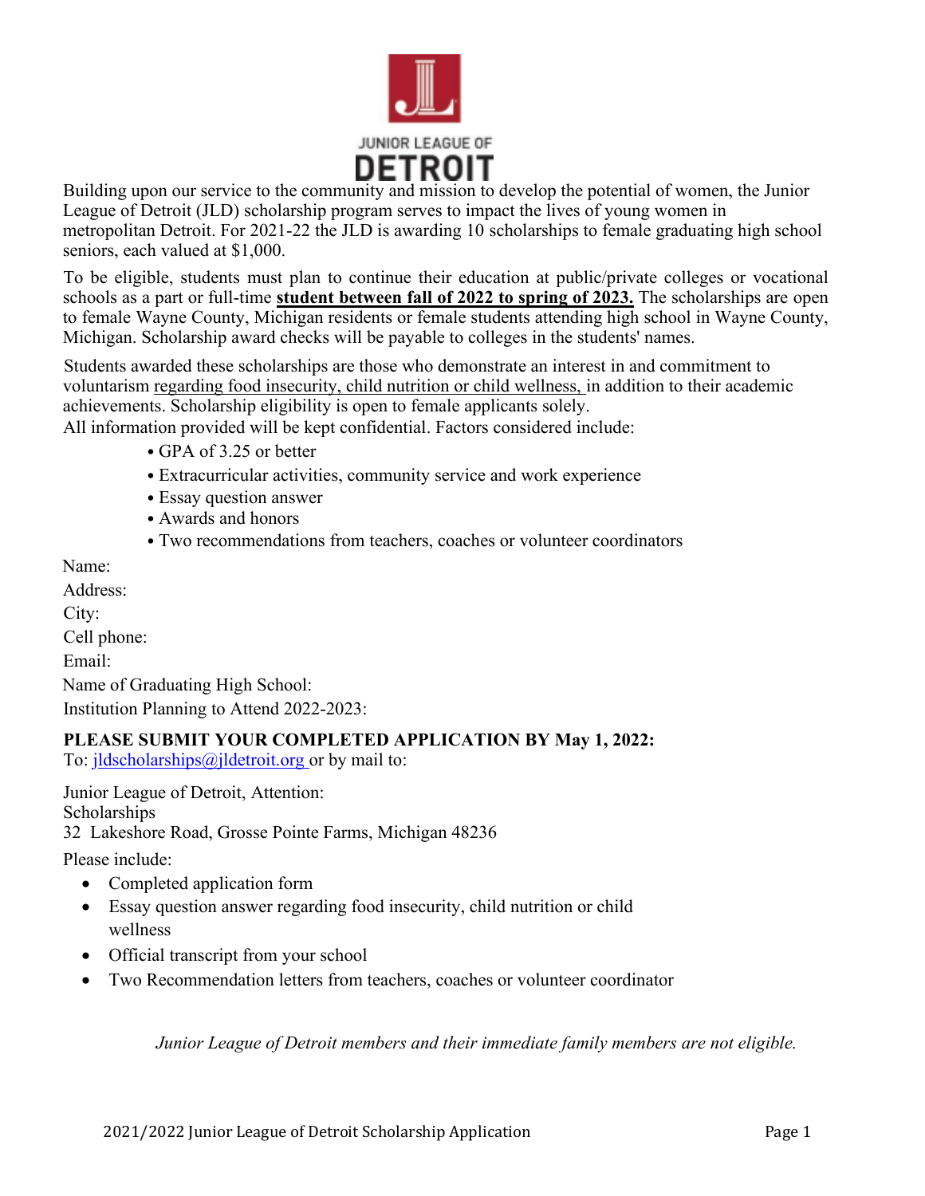JUNIOR LEAGUE OF

# DETROIT

Building upon our service to the community and mission to develop the potential of women, the Junior League of Detroit (JLD) scholarship program serves to impact the lives of young women in metropolitan Detroit. For 2021-22 the JLD is awarding 10 scholarships to female graduating high school seniors, each valued at $1,000.

To be eligible, students must plan to continue their education at public/private colleges or vocational schools as a part or full-time **student between fall of 2022 to spring of 2023.** The scholarships are open to female Wayne County, Michigan residents or female students attending high school in Wayne County, Michigan. Scholarship award checks will be payable to colleges in the students' names.

Students awarded these scholarships are those who demonstrate an interest in and commitment to voluntarism regarding food insecurity, child nutrition or child wellness, in addition to their academic achievements. Scholarship eligibility is open to female applicants solely.
All information provided will be kept confidential. Factors considered include:

- GPA of 3.25 or better
- Extracurricular activities, community service and work experience
- Essay question answer
- Awards and honors
- Two recommendations from teachers, coaches or volunteer coordinators

Name:
Address:
City:
Cell phone:
Email:
Name of Graduating High School:
Institution Planning to Attend 2022-2023:

**PLEASE SUBMIT YOUR COMPLETED APPLICATION BY May 1, 2022:**
To: jldscholarships@jldetroit.org or by mail to:

Junior League of Detroit, Attention:
Scholarships
32 Lakeshore Road, Grosse Pointe Farms, Michigan 48236

Please include:

- Completed application form
- Essay question answer regarding food insecurity, child nutrition or child wellness
- Official transcript from your school
- Two Recommendation letters from teachers, coaches or volunteer coordinator

*Junior League of Detroit members and their immediate family members are not eligible.*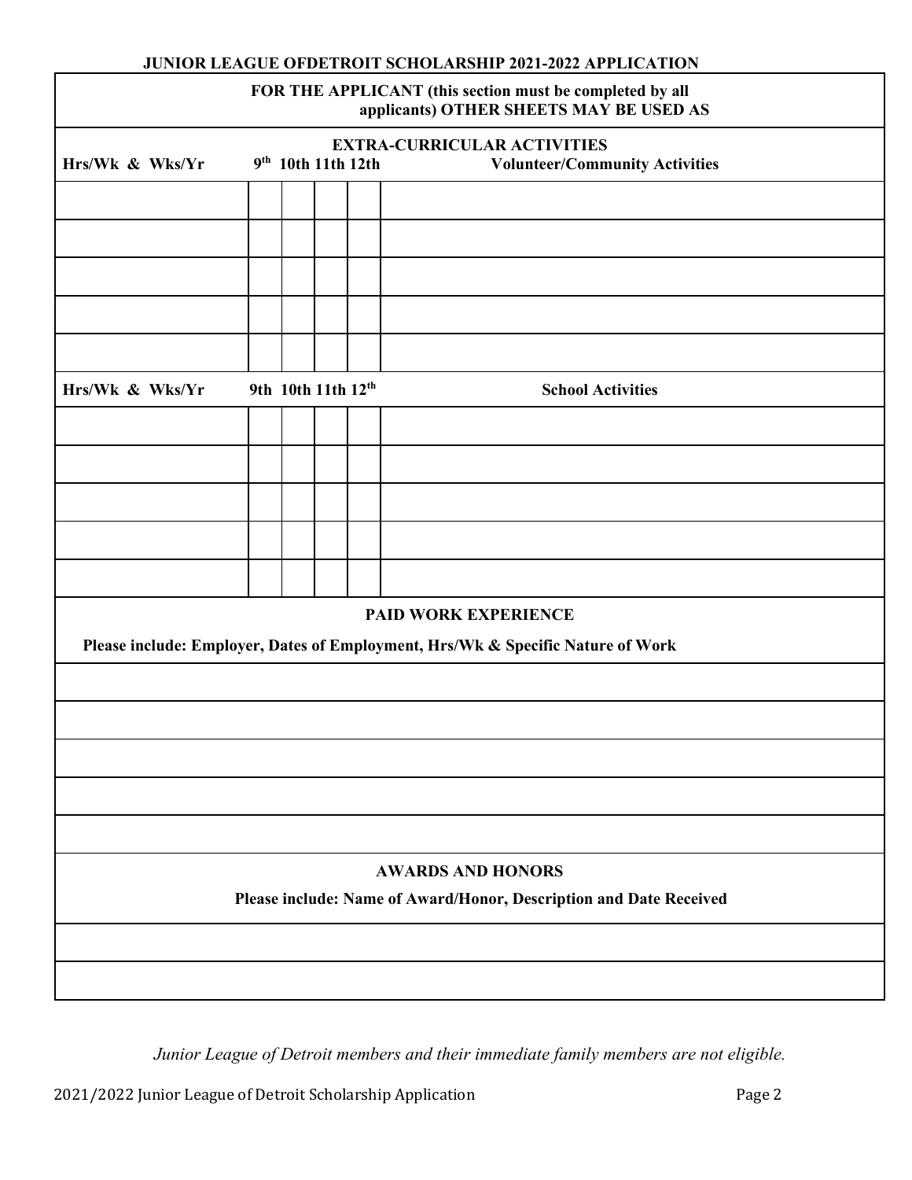**JUNIOR LEAGUE OFDETROIT SCHOLARSHIP 2021-2022 APPLICATION**

**FOR THE APPLICANT (this section must be completed by all applicants) OTHER SHEETS MAY BE USED AS**

**EXTRA-CURRICULAR ACTIVITIES**

| Hrs/Wk & Wks/Yr | 9th | 10th | 11th | 12th | Volunteer/Community Activities |
|---|---|---|---|---|---|
| | | | | | |
| | | | | | |
| | | | | | |
| | | | | | |
| | | | | | |

| Hrs/Wk & Wks/Yr | 9th | 10th | 11th | 12th | School Activities |
|---|---|---|---|---|---|
| | | | | | |
| | | | | | |
| | | | | | |
| | | | | | |
| | | | | | |

**PAID WORK EXPERIENCE**

**Please include: Employer, Dates of Employment, Hrs/Wk & Specific Nature of Work**

| |
|---|
| |
| |
| |
| |
| |

**AWARDS AND HONORS**

**Please include: Name of Award/Honor, Description and Date Received**

| |
|---|
| |
| |

*Junior League of Detroit members and their immediate family members are not eligible.*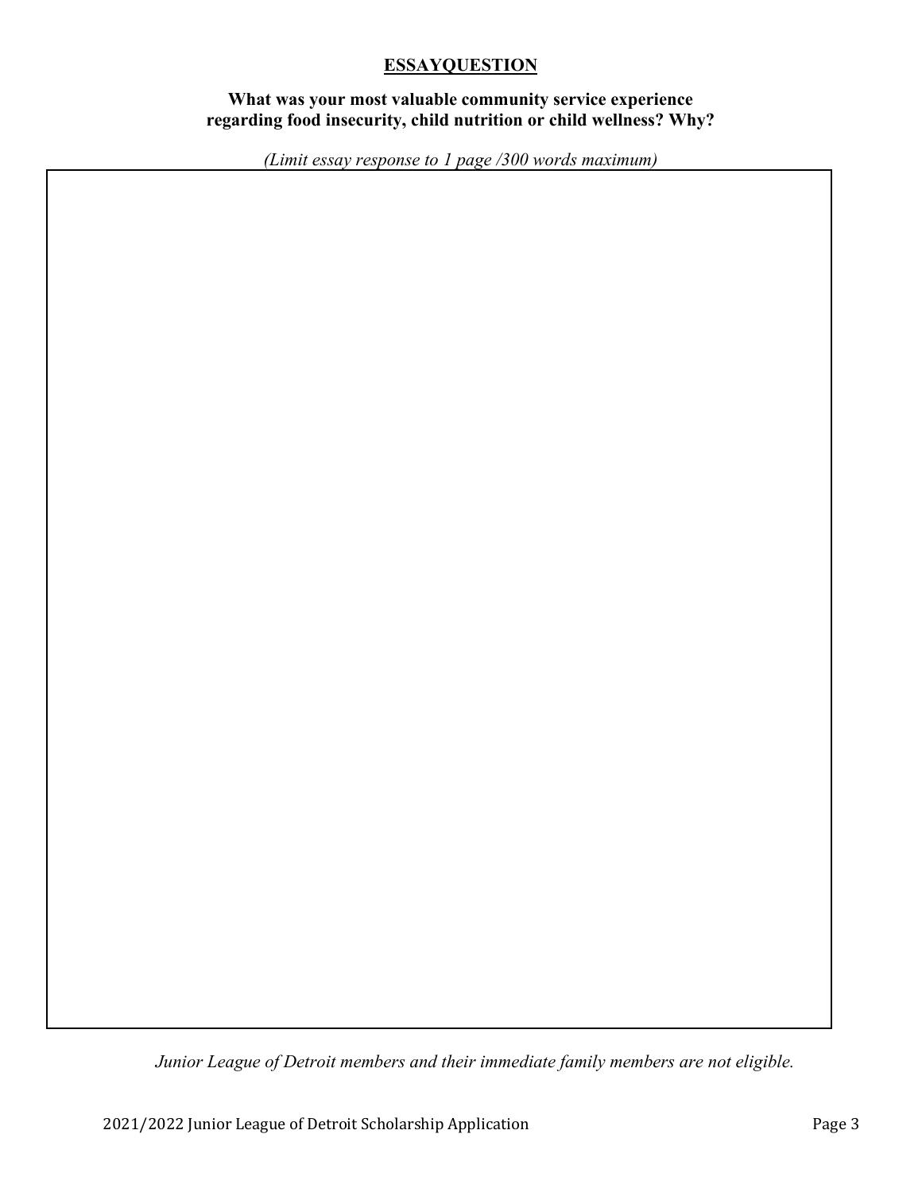## ESSAYQUESTION

**What was your most valuable community service experience regarding food insecurity, child nutrition or child wellness? Why?**

*(Limit essay response to 1 page /300 words maximum)*

*Junior League of Detroit members and their immediate family members are not eligible.*